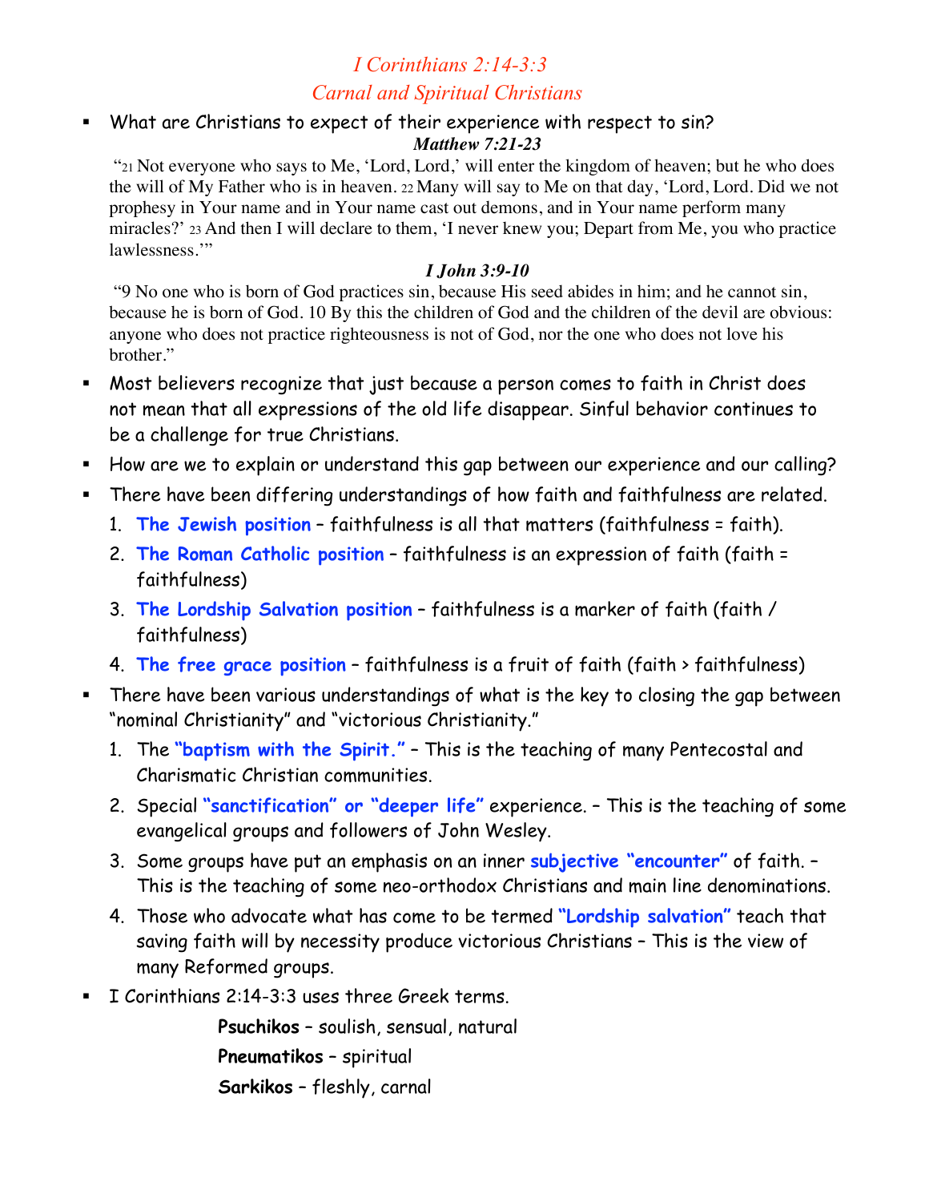# *I Corinthians 2:14-3:3*

## *Carnal and Spiritual Christians*

- What are Christians to expect of their experience with respect to sin?

***Matthew 7:21-23***

"21 Not everyone who says to Me, 'Lord, Lord,' will enter the kingdom of heaven; but he who does the will of My Father who is in heaven. 22 Many will say to Me on that day, 'Lord, Lord. Did we not prophesy in Your name and in Your name cast out demons, and in Your name perform many miracles?' 23 And then I will declare to them, 'I never knew you; Depart from Me, you who practice lawlessness.'"

***I John 3:9-10***

"9 No one who is born of God practices sin, because His seed abides in him; and he cannot sin, because he is born of God. 10 By this the children of God and the children of the devil are obvious: anyone who does not practice righteousness is not of God, nor the one who does not love his brother."

- Most believers recognize that just because a person comes to faith in Christ does not mean that all expressions of the old life disappear. Sinful behavior continues to be a challenge for true Christians.
- How are we to explain or understand this gap between our experience and our calling?
- There have been differing understandings of how faith and faithfulness are related.
  1. **The Jewish position** – faithfulness is all that matters (faithfulness = faith).
  2. **The Roman Catholic position** – faithfulness is an expression of faith (faith = faithfulness)
  3. **The Lordship Salvation position** – faithfulness is a marker of faith (faith / faithfulness)
  4. **The free grace position** – faithfulness is a fruit of faith (faith > faithfulness)
- There have been various understandings of what is the key to closing the gap between "nominal Christianity" and "victorious Christianity."
  1. The **"baptism with the Spirit."** – This is the teaching of many Pentecostal and Charismatic Christian communities.
  2. Special **"sanctification" or "deeper life"** experience. – This is the teaching of some evangelical groups and followers of John Wesley.
  3. Some groups have put an emphasis on an inner **subjective "encounter"** of faith. – This is the teaching of some neo-orthodox Christians and main line denominations.
  4. Those who advocate what has come to be termed **"Lordship salvation"** teach that saving faith will by necessity produce victorious Christians – This is the view of many Reformed groups.
- I Corinthians 2:14-3:3 uses three Greek terms.

  **Psuchikos** – soulish, sensual, natural

  **Pneumatikos** – spiritual

  **Sarkikos** – fleshly, carnal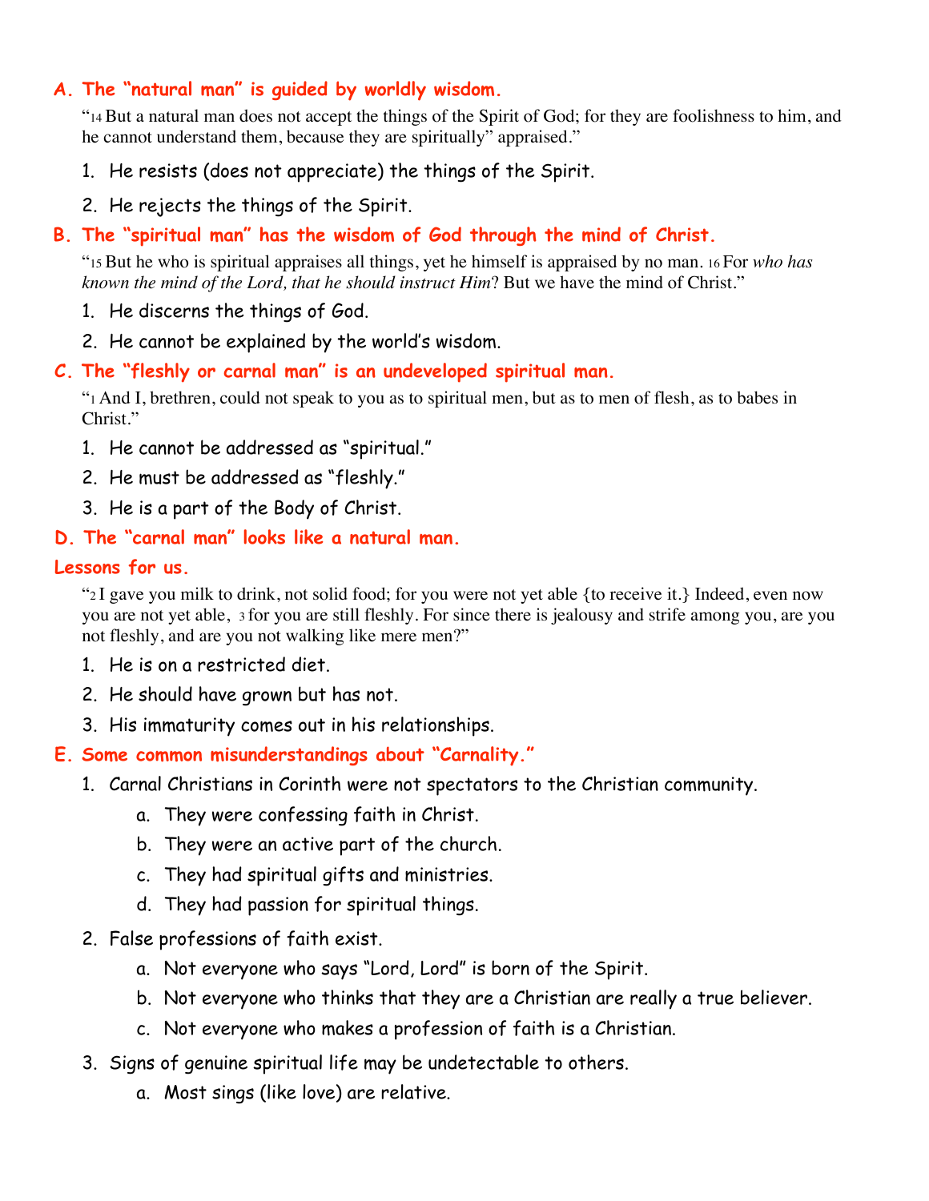### A. The "natural man" is guided by worldly wisdom.

"14 But a natural man does not accept the things of the Spirit of God; for they are foolishness to him, and he cannot understand them, because they are spiritually" appraised."

1. He resists (does not appreciate) the things of the Spirit.
2. He rejects the things of the Spirit.

### B. The "spiritual man" has the wisdom of God through the mind of Christ.

"15 But he who is spiritual appraises all things, yet he himself is appraised by no man. 16 For *who has known the mind of the Lord, that he should instruct Him*? But we have the mind of Christ."

1. He discerns the things of God.
2. He cannot be explained by the world's wisdom.

### C. The "fleshly or carnal man" is an undeveloped spiritual man.

"1 And I, brethren, could not speak to you as to spiritual men, but as to men of flesh, as to babes in Christ."

1. He cannot be addressed as "spiritual."
2. He must be addressed as "fleshly."
3. He is a part of the Body of Christ.

### D. The "carnal man" looks like a natural man.

### Lessons for us.

"2 I gave you milk to drink, not solid food; for you were not yet able {to receive it.} Indeed, even now you are not yet able, 3 for you are still fleshly. For since there is jealousy and strife among you, are you not fleshly, and are you not walking like mere men?"

1. He is on a restricted diet.
2. He should have grown but has not.
3. His immaturity comes out in his relationships.

### E. Some common misunderstandings about "Carnality."

1. Carnal Christians in Corinth were not spectators to the Christian community.
   a. They were confessing faith in Christ.
   b. They were an active part of the church.
   c. They had spiritual gifts and ministries.
   d. They had passion for spiritual things.
2. False professions of faith exist.
   a. Not everyone who says "Lord, Lord" is born of the Spirit.
   b. Not everyone who thinks that they are a Christian are really a true believer.
   c. Not everyone who makes a profession of faith is a Christian.
3. Signs of genuine spiritual life may be undetectable to others.
   a. Most sings (like love) are relative.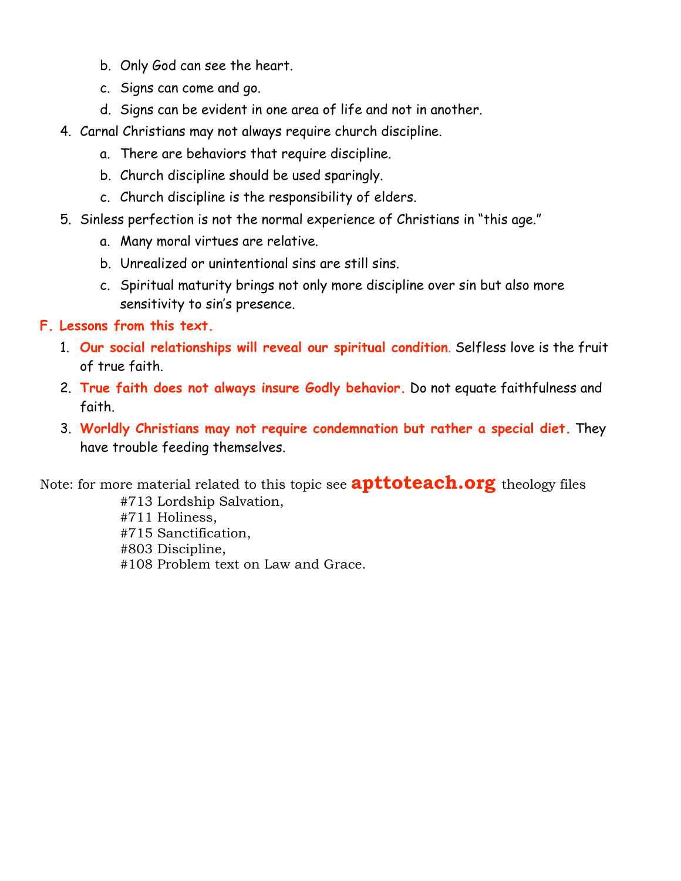b. Only God can see the heart.
   c. Signs can come and go.
   d. Signs can be evident in one area of life and not in another.

4. Carnal Christians may not always require church discipline.
   a. There are behaviors that require discipline.
   b. Church discipline should be used sparingly.
   c. Church discipline is the responsibility of elders.

5. Sinless perfection is not the normal experience of Christians in "this age."
   a. Many moral virtues are relative.
   b. Unrealized or unintentional sins are still sins.
   c. Spiritual maturity brings not only more discipline over sin but also more sensitivity to sin's presence.

## F. Lessons from this text.

1. **Our social relationships will reveal our spiritual condition**. Selfless love is the fruit of true faith.
2. **True faith does not always insure Godly behavior.** Do not equate faithfulness and faith.
3. **Worldly Christians may not require condemnation but rather a special diet.** They have trouble feeding themselves.

Note: for more material related to this topic see **apttoteach.org** theology files

#713 Lordship Salvation,
#711 Holiness,
#715 Sanctification,
#803 Discipline,
#108 Problem text on Law and Grace.